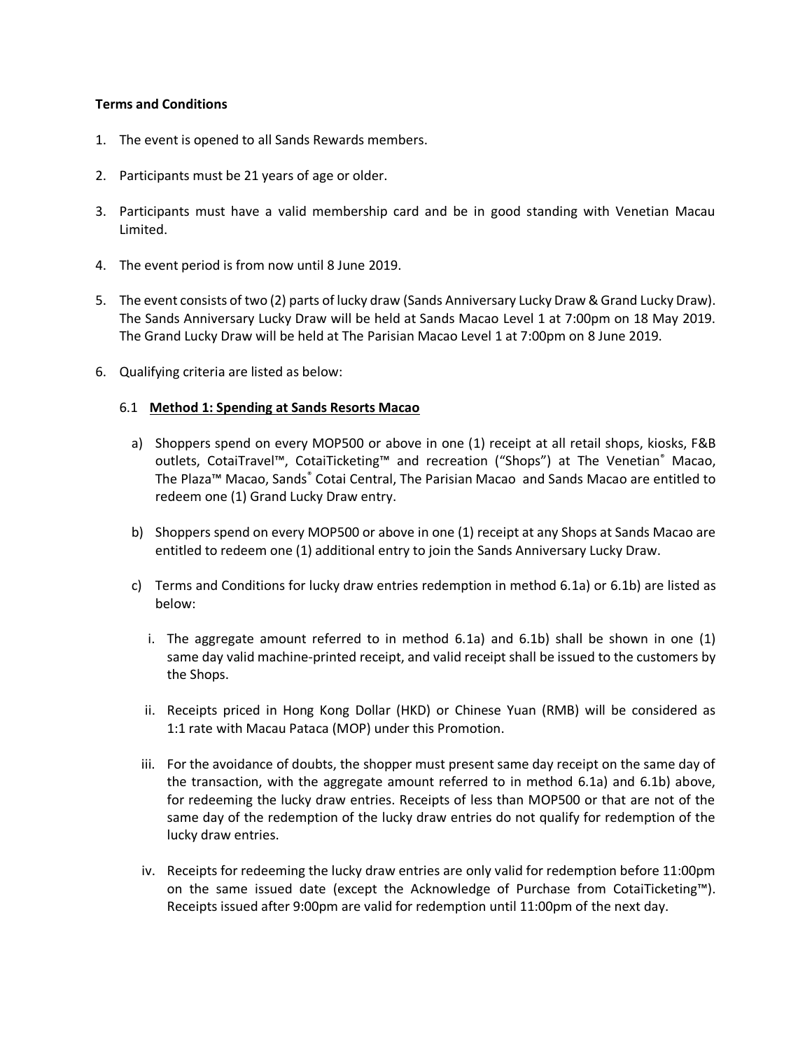**Terms and Conditions**

1. The event is opened to all Sands Rewards members.

2. Participants must be 21 years of age or older.

3. Participants must have a valid membership card and be in good standing with Venetian Macau Limited.

4. The event period is from now until 8 June 2019.

5. The event consists of two (2) parts of lucky draw (Sands Anniversary Lucky Draw & Grand Lucky Draw). The Sands Anniversary Lucky Draw will be held at Sands Macao Level 1 at 7:00pm on 18 May 2019. The Grand Lucky Draw will be held at The Parisian Macao Level 1 at 7:00pm on 8 June 2019.

6. Qualifying criteria are listed as below:

   6.1 **Method 1: Spending at Sands Resorts Macao**

   a) Shoppers spend on every MOP500 or above in one (1) receipt at all retail shops, kiosks, F&B outlets, CotaiTravel™, CotaiTicketing™ and recreation ("Shops") at The Venetian® Macao, The Plaza™ Macao, Sands® Cotai Central, The Parisian Macao and Sands Macao are entitled to redeem one (1) Grand Lucky Draw entry.

   b) Shoppers spend on every MOP500 or above in one (1) receipt at any Shops at Sands Macao are entitled to redeem one (1) additional entry to join the Sands Anniversary Lucky Draw.

   c) Terms and Conditions for lucky draw entries redemption in method 6.1a) or 6.1b) are listed as below:

      i. The aggregate amount referred to in method 6.1a) and 6.1b) shall be shown in one (1) same day valid machine-printed receipt, and valid receipt shall be issued to the customers by the Shops.

      ii. Receipts priced in Hong Kong Dollar (HKD) or Chinese Yuan (RMB) will be considered as 1:1 rate with Macau Pataca (MOP) under this Promotion.

      iii. For the avoidance of doubts, the shopper must present same day receipt on the same day of the transaction, with the aggregate amount referred to in method 6.1a) and 6.1b) above, for redeeming the lucky draw entries. Receipts of less than MOP500 or that are not of the same day of the redemption of the lucky draw entries do not qualify for redemption of the lucky draw entries.

      iv. Receipts for redeeming the lucky draw entries are only valid for redemption before 11:00pm on the same issued date (except the Acknowledge of Purchase from CotaiTicketing™). Receipts issued after 9:00pm are valid for redemption until 11:00pm of the next day.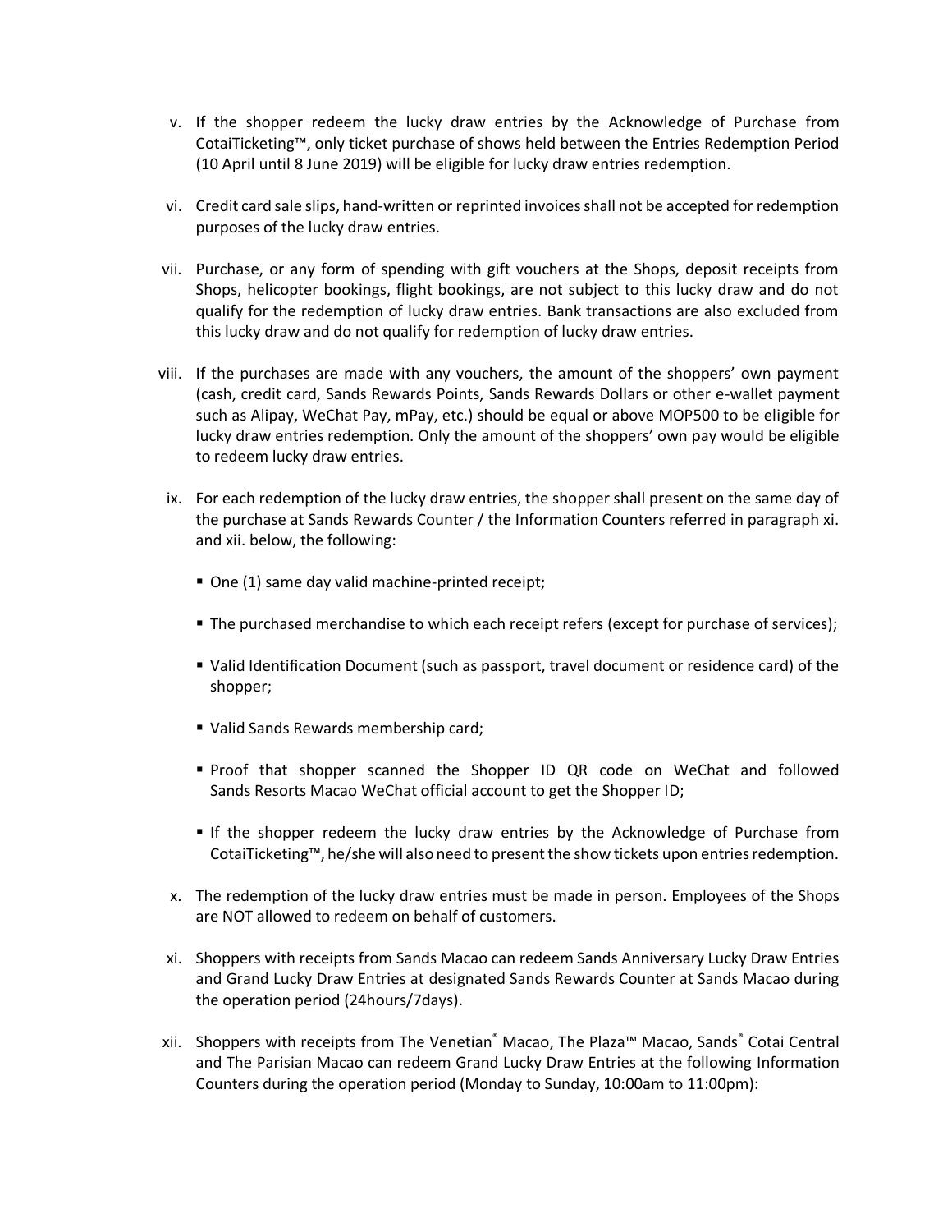v. If the shopper redeem the lucky draw entries by the Acknowledge of Purchase from CotaiTicketing™, only ticket purchase of shows held between the Entries Redemption Period (10 April until 8 June 2019) will be eligible for lucky draw entries redemption.

vi. Credit card sale slips, hand-written or reprinted invoices shall not be accepted for redemption purposes of the lucky draw entries.

vii. Purchase, or any form of spending with gift vouchers at the Shops, deposit receipts from Shops, helicopter bookings, flight bookings, are not subject to this lucky draw and do not qualify for the redemption of lucky draw entries. Bank transactions are also excluded from this lucky draw and do not qualify for redemption of lucky draw entries.

viii. If the purchases are made with any vouchers, the amount of the shoppers' own payment (cash, credit card, Sands Rewards Points, Sands Rewards Dollars or other e-wallet payment such as Alipay, WeChat Pay, mPay, etc.) should be equal or above MOP500 to be eligible for lucky draw entries redemption. Only the amount of the shoppers' own pay would be eligible to redeem lucky draw entries.

ix. For each redemption of the lucky draw entries, the shopper shall present on the same day of the purchase at Sands Rewards Counter / the Information Counters referred in paragraph xi. and xii. below, the following:

- One (1) same day valid machine-printed receipt;
- The purchased merchandise to which each receipt refers (except for purchase of services);
- Valid Identification Document (such as passport, travel document or residence card) of the shopper;
- Valid Sands Rewards membership card;
- Proof that shopper scanned the Shopper ID QR code on WeChat and followed Sands Resorts Macao WeChat official account to get the Shopper ID;
- If the shopper redeem the lucky draw entries by the Acknowledge of Purchase from CotaiTicketing™, he/she will also need to present the show tickets upon entries redemption.

x. The redemption of the lucky draw entries must be made in person. Employees of the Shops are NOT allowed to redeem on behalf of customers.

xi. Shoppers with receipts from Sands Macao can redeem Sands Anniversary Lucky Draw Entries and Grand Lucky Draw Entries at designated Sands Rewards Counter at Sands Macao during the operation period (24hours/7days).

xii. Shoppers with receipts from The Venetian® Macao, The Plaza™ Macao, Sands® Cotai Central and The Parisian Macao can redeem Grand Lucky Draw Entries at the following Information Counters during the operation period (Monday to Sunday, 10:00am to 11:00pm):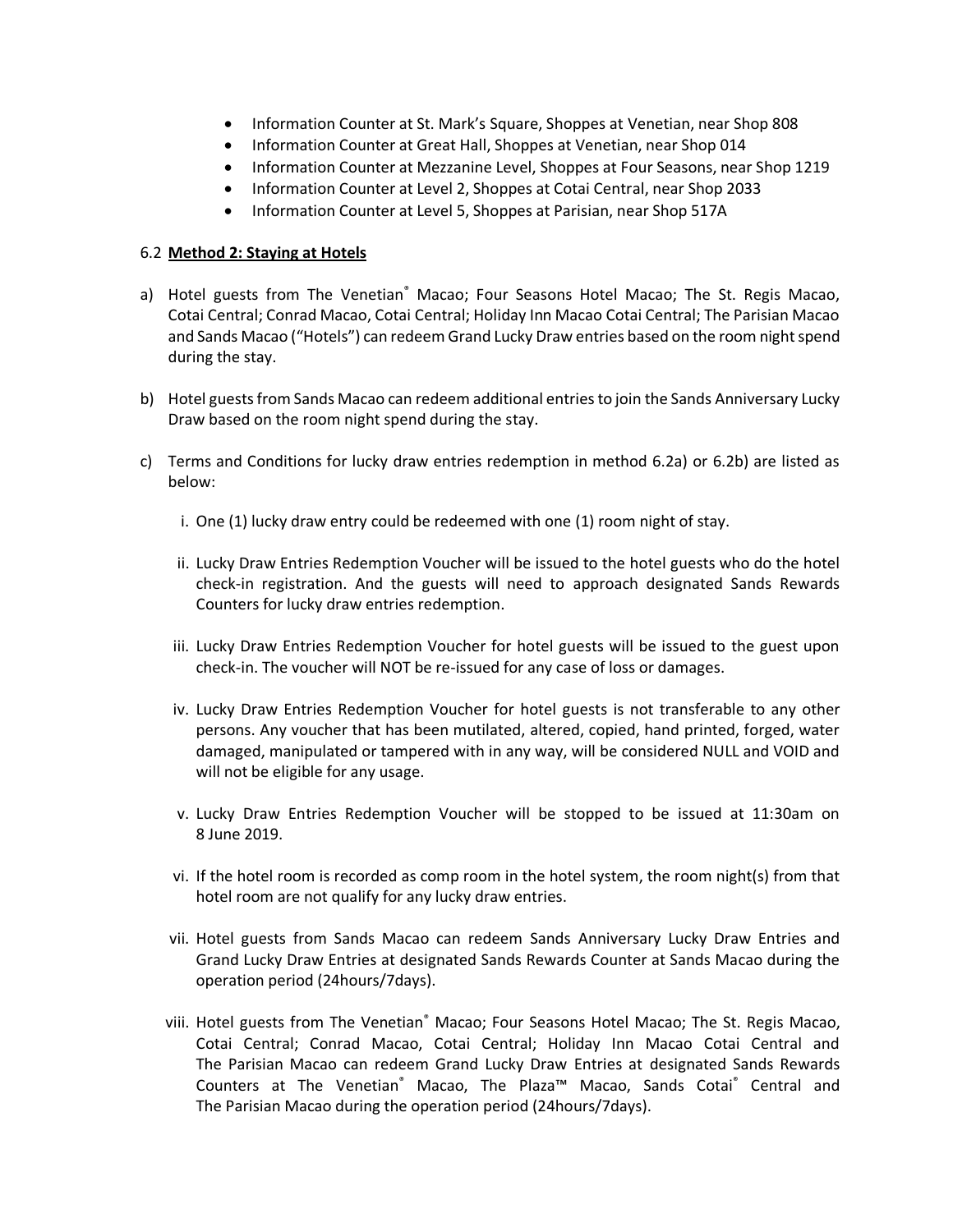- Information Counter at St. Mark's Square, Shoppes at Venetian, near Shop 808
- Information Counter at Great Hall, Shoppes at Venetian, near Shop 014
- Information Counter at Mezzanine Level, Shoppes at Four Seasons, near Shop 1219
- Information Counter at Level 2, Shoppes at Cotai Central, near Shop 2033
- Information Counter at Level 5, Shoppes at Parisian, near Shop 517A

6.2 **Method 2: Staying at Hotels**

a) Hotel guests from The Venetian® Macao; Four Seasons Hotel Macao; The St. Regis Macao, Cotai Central; Conrad Macao, Cotai Central; Holiday Inn Macao Cotai Central; The Parisian Macao and Sands Macao ("Hotels") can redeem Grand Lucky Draw entries based on the room night spend during the stay.

b) Hotel guests from Sands Macao can redeem additional entries to join the Sands Anniversary Lucky Draw based on the room night spend during the stay.

c) Terms and Conditions for lucky draw entries redemption in method 6.2a) or 6.2b) are listed as below:

   i. One (1) lucky draw entry could be redeemed with one (1) room night of stay.

   ii. Lucky Draw Entries Redemption Voucher will be issued to the hotel guests who do the hotel check-in registration. And the guests will need to approach designated Sands Rewards Counters for lucky draw entries redemption.

   iii. Lucky Draw Entries Redemption Voucher for hotel guests will be issued to the guest upon check-in. The voucher will NOT be re-issued for any case of loss or damages.

   iv. Lucky Draw Entries Redemption Voucher for hotel guests is not transferable to any other persons. Any voucher that has been mutilated, altered, copied, hand printed, forged, water damaged, manipulated or tampered with in any way, will be considered NULL and VOID and will not be eligible for any usage.

   v. Lucky Draw Entries Redemption Voucher will be stopped to be issued at 11:30am on 8 June 2019.

   vi. If the hotel room is recorded as comp room in the hotel system, the room night(s) from that hotel room are not qualify for any lucky draw entries.

   vii. Hotel guests from Sands Macao can redeem Sands Anniversary Lucky Draw Entries and Grand Lucky Draw Entries at designated Sands Rewards Counter at Sands Macao during the operation period (24hours/7days).

   viii. Hotel guests from The Venetian® Macao; Four Seasons Hotel Macao; The St. Regis Macao, Cotai Central; Conrad Macao, Cotai Central; Holiday Inn Macao Cotai Central and The Parisian Macao can redeem Grand Lucky Draw Entries at designated Sands Rewards Counters at The Venetian® Macao, The Plaza™ Macao, Sands Cotai® Central and The Parisian Macao during the operation period (24hours/7days).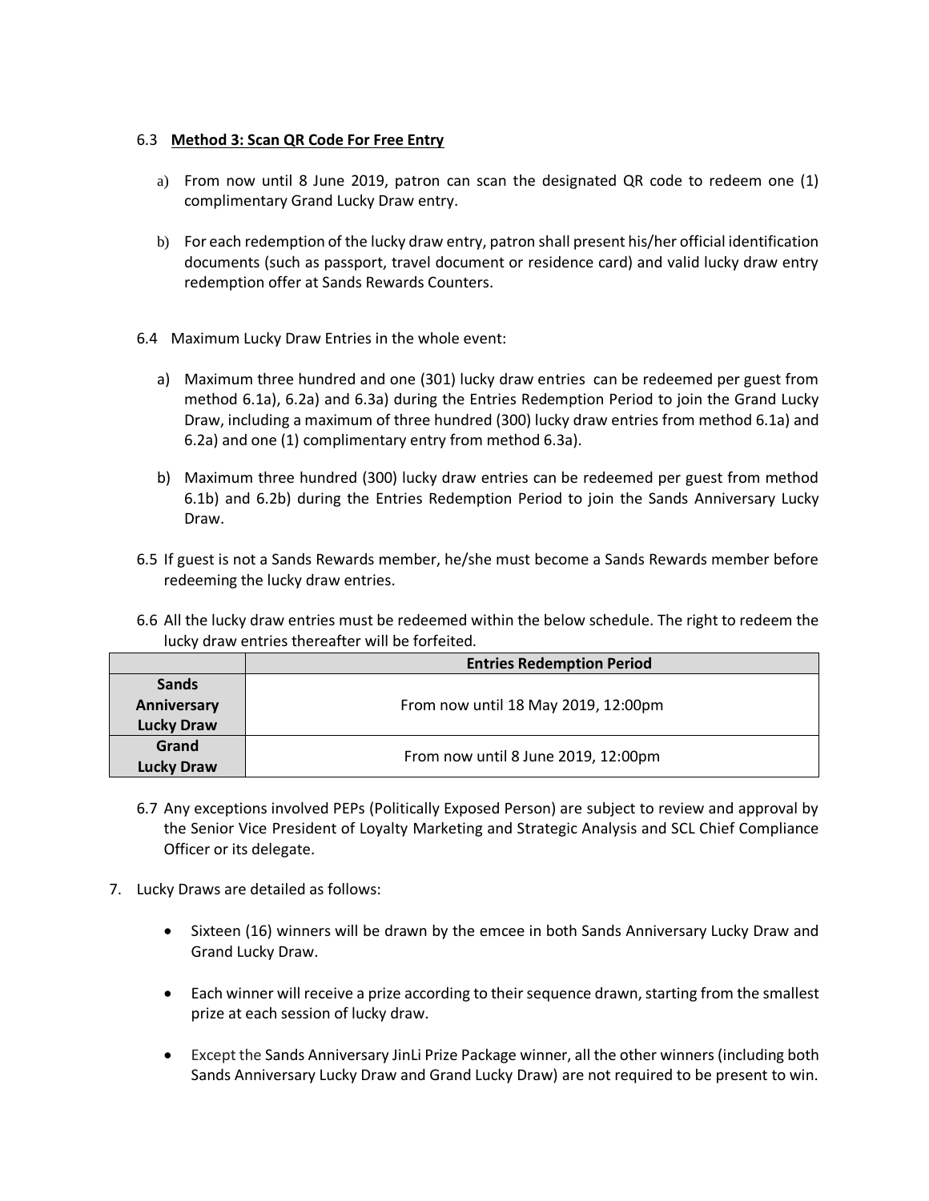6.3 **Method 3: Scan QR Code For Free Entry**

a) From now until 8 June 2019, patron can scan the designated QR code to redeem one (1) complimentary Grand Lucky Draw entry.

b) For each redemption of the lucky draw entry, patron shall present his/her official identification documents (such as passport, travel document or residence card) and valid lucky draw entry redemption offer at Sands Rewards Counters.

6.4 Maximum Lucky Draw Entries in the whole event:

a) Maximum three hundred and one (301) lucky draw entries can be redeemed per guest from method 6.1a), 6.2a) and 6.3a) during the Entries Redemption Period to join the Grand Lucky Draw, including a maximum of three hundred (300) lucky draw entries from method 6.1a) and 6.2a) and one (1) complimentary entry from method 6.3a).

b) Maximum three hundred (300) lucky draw entries can be redeemed per guest from method 6.1b) and 6.2b) during the Entries Redemption Period to join the Sands Anniversary Lucky Draw.

6.5 If guest is not a Sands Rewards member, he/she must become a Sands Rewards member before redeeming the lucky draw entries.

6.6 All the lucky draw entries must be redeemed within the below schedule. The right to redeem the lucky draw entries thereafter will be forfeited.

| | **Entries Redemption Period** |
|---|---|
| **Sands Anniversary Lucky Draw** | From now until 18 May 2019, 12:00pm |
| **Grand Lucky Draw** | From now until 8 June 2019, 12:00pm |

6.7 Any exceptions involved PEPs (Politically Exposed Person) are subject to review and approval by the Senior Vice President of Loyalty Marketing and Strategic Analysis and SCL Chief Compliance Officer or its delegate.

7. Lucky Draws are detailed as follows:

- Sixteen (16) winners will be drawn by the emcee in both Sands Anniversary Lucky Draw and Grand Lucky Draw.
- Each winner will receive a prize according to their sequence drawn, starting from the smallest prize at each session of lucky draw.
- Except the Sands Anniversary JinLi Prize Package winner, all the other winners (including both Sands Anniversary Lucky Draw and Grand Lucky Draw) are not required to be present to win.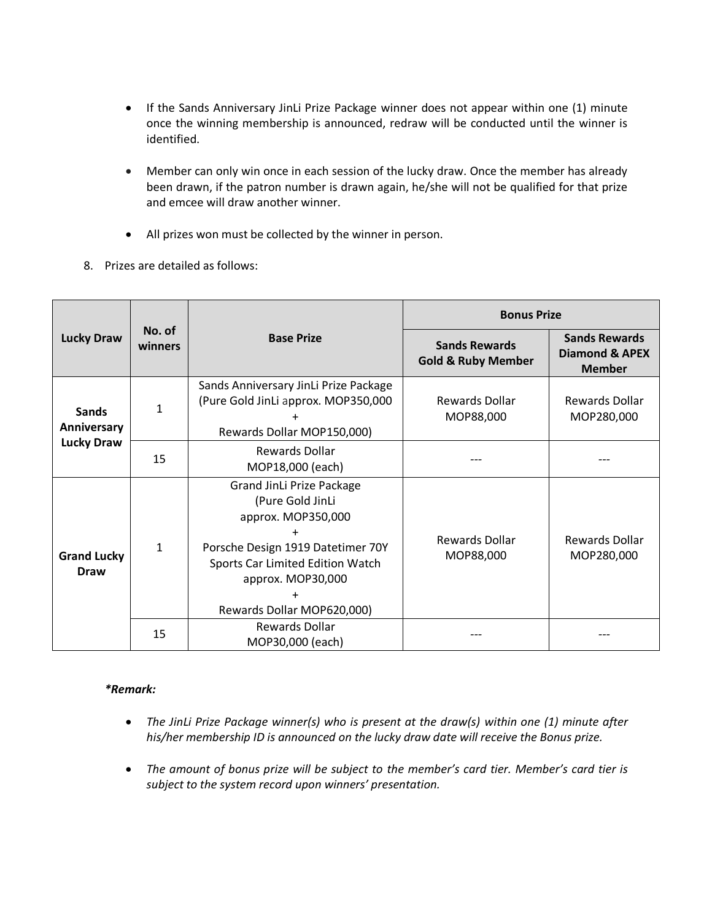- If the Sands Anniversary JinLi Prize Package winner does not appear within one (1) minute once the winning membership is announced, redraw will be conducted until the winner is identified.

- Member can only win once in each session of the lucky draw. Once the member has already been drawn, if the patron number is drawn again, he/she will not be qualified for that prize and emcee will draw another winner.

- All prizes won must be collected by the winner in person.

8. Prizes are detailed as follows:

| Lucky Draw | No. of winners | Base Prize | Bonus Prize | |
|---|---|---|---|---|
| | | | Sands Rewards Gold & Ruby Member | Sands Rewards Diamond & APEX Member |
| Sands Anniversary Lucky Draw | 1 | Sands Anniversary JinLi Prize Package (Pure Gold JinLi approx. MOP350,000 + Rewards Dollar MOP150,000) | Rewards Dollar MOP88,000 | Rewards Dollar MOP280,000 |
| | 15 | Rewards Dollar MOP18,000 (each) | --- | --- |
| Grand Lucky Draw | 1 | Grand JinLi Prize Package (Pure Gold JinLi approx. MOP350,000 + Porsche Design 1919 Datetimer 70Y Sports Car Limited Edition Watch approx. MOP30,000 + Rewards Dollar MOP620,000) | Rewards Dollar MOP88,000 | Rewards Dollar MOP280,000 |
| | 15 | Rewards Dollar MOP30,000 (each) | --- | --- |

***Remark:***

- *The JinLi Prize Package winner(s) who is present at the draw(s) within one (1) minute after his/her membership ID is announced on the lucky draw date will receive the Bonus prize.*

- *The amount of bonus prize will be subject to the member's card tier. Member's card tier is subject to the system record upon winners' presentation.*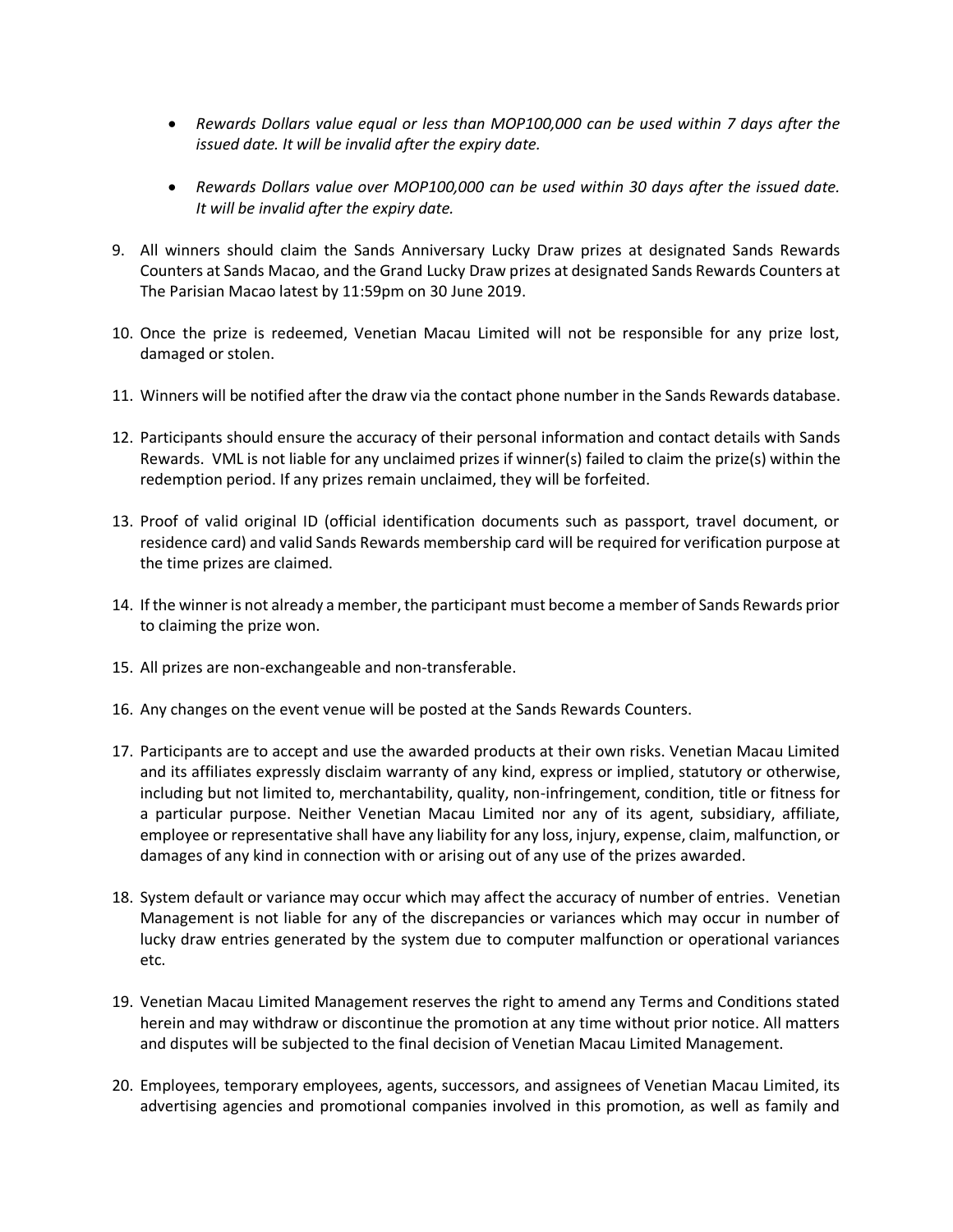- *Rewards Dollars value equal or less than MOP100,000 can be used within 7 days after the issued date. It will be invalid after the expiry date.*

- *Rewards Dollars value over MOP100,000 can be used within 30 days after the issued date. It will be invalid after the expiry date.*

9. All winners should claim the Sands Anniversary Lucky Draw prizes at designated Sands Rewards Counters at Sands Macao, and the Grand Lucky Draw prizes at designated Sands Rewards Counters at The Parisian Macao latest by 11:59pm on 30 June 2019.

10. Once the prize is redeemed, Venetian Macau Limited will not be responsible for any prize lost, damaged or stolen.

11. Winners will be notified after the draw via the contact phone number in the Sands Rewards database.

12. Participants should ensure the accuracy of their personal information and contact details with Sands Rewards. VML is not liable for any unclaimed prizes if winner(s) failed to claim the prize(s) within the redemption period. If any prizes remain unclaimed, they will be forfeited.

13. Proof of valid original ID (official identification documents such as passport, travel document, or residence card) and valid Sands Rewards membership card will be required for verification purpose at the time prizes are claimed.

14. If the winner is not already a member, the participant must become a member of Sands Rewards prior to claiming the prize won.

15. All prizes are non-exchangeable and non-transferable.

16. Any changes on the event venue will be posted at the Sands Rewards Counters.

17. Participants are to accept and use the awarded products at their own risks. Venetian Macau Limited and its affiliates expressly disclaim warranty of any kind, express or implied, statutory or otherwise, including but not limited to, merchantability, quality, non-infringement, condition, title or fitness for a particular purpose. Neither Venetian Macau Limited nor any of its agent, subsidiary, affiliate, employee or representative shall have any liability for any loss, injury, expense, claim, malfunction, or damages of any kind in connection with or arising out of any use of the prizes awarded.

18. System default or variance may occur which may affect the accuracy of number of entries. Venetian Management is not liable for any of the discrepancies or variances which may occur in number of lucky draw entries generated by the system due to computer malfunction or operational variances etc.

19. Venetian Macau Limited Management reserves the right to amend any Terms and Conditions stated herein and may withdraw or discontinue the promotion at any time without prior notice. All matters and disputes will be subjected to the final decision of Venetian Macau Limited Management.

20. Employees, temporary employees, agents, successors, and assignees of Venetian Macau Limited, its advertising agencies and promotional companies involved in this promotion, as well as family and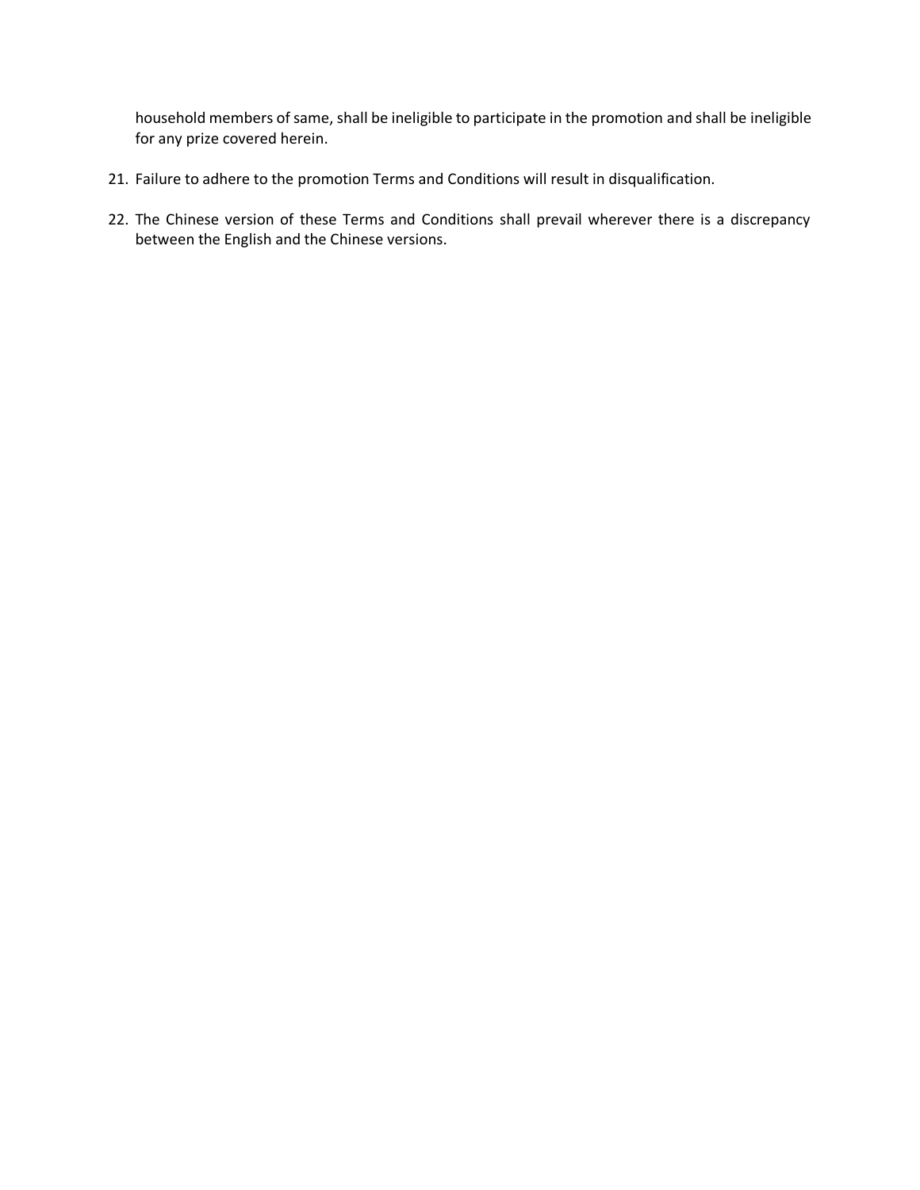household members of same, shall be ineligible to participate in the promotion and shall be ineligible for any prize covered herein.

21. Failure to adhere to the promotion Terms and Conditions will result in disqualification.

22. The Chinese version of these Terms and Conditions shall prevail wherever there is a discrepancy between the English and the Chinese versions.